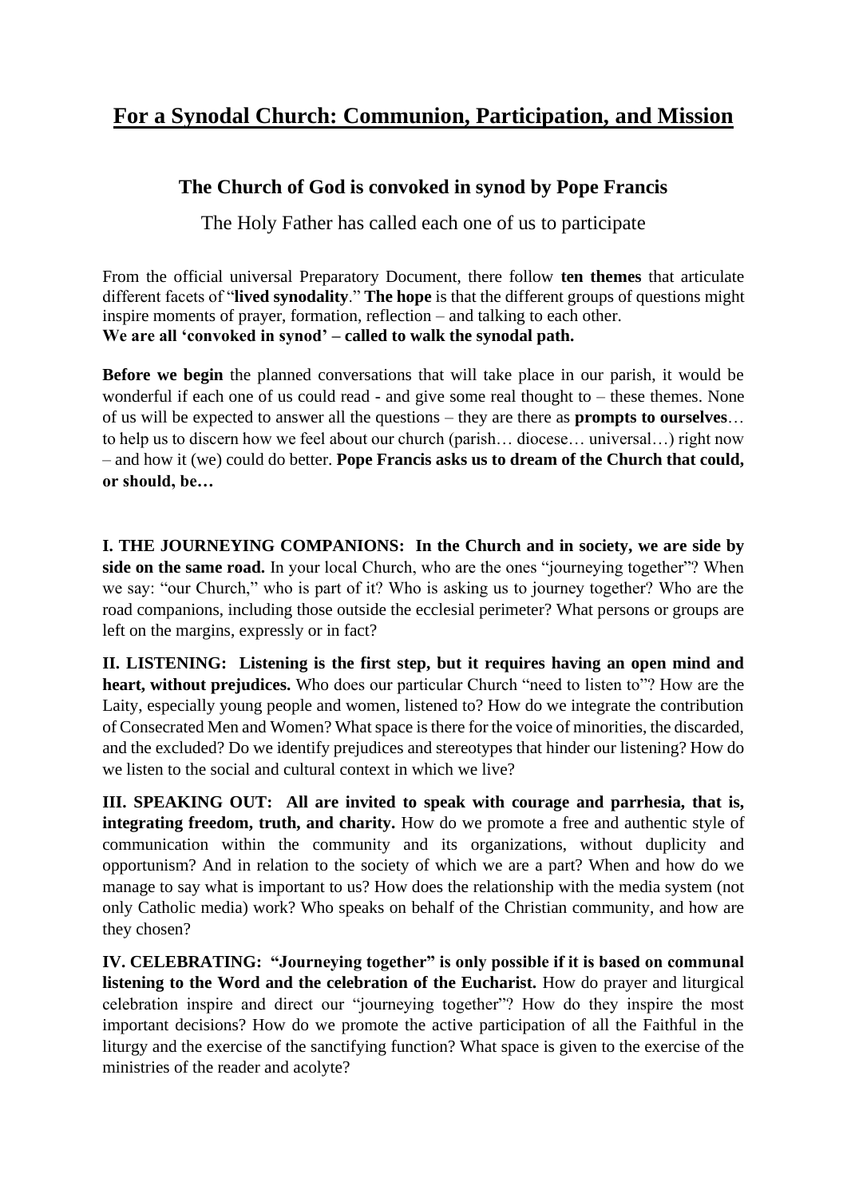# For a Synodal Church: Communion, Participation, and Mission

## The Church of God is convoked in synod by Pope Francis

The Holy Father has called each one of us to participate

From the official universal Preparatory Document, there follow **ten themes** that articulate different facets of "**lived synodality**." **The hope** is that the different groups of questions might inspire moments of prayer, formation, reflection – and talking to each other.
**We are all 'convoked in synod' – called to walk the synodal path.**

**Before we begin** the planned conversations that will take place in our parish, it would be wonderful if each one of us could read - and give some real thought to – these themes. None of us will be expected to answer all the questions – they are there as **prompts to ourselves**… to help us to discern how we feel about our church (parish… diocese… universal…) right now – and how it (we) could do better. **Pope Francis asks us to dream of the Church that could, or should, be…**

**I. THE JOURNEYING COMPANIONS: In the Church and in society, we are side by side on the same road.** In your local Church, who are the ones "journeying together"? When we say: "our Church," who is part of it? Who is asking us to journey together? Who are the road companions, including those outside the ecclesial perimeter? What persons or groups are left on the margins, expressly or in fact?

**II. LISTENING: Listening is the first step, but it requires having an open mind and heart, without prejudices.** Who does our particular Church "need to listen to"? How are the Laity, especially young people and women, listened to? How do we integrate the contribution of Consecrated Men and Women? What space is there for the voice of minorities, the discarded, and the excluded? Do we identify prejudices and stereotypes that hinder our listening? How do we listen to the social and cultural context in which we live?

**III. SPEAKING OUT: All are invited to speak with courage and parrhesia, that is, integrating freedom, truth, and charity.** How do we promote a free and authentic style of communication within the community and its organizations, without duplicity and opportunism? And in relation to the society of which we are a part? When and how do we manage to say what is important to us? How does the relationship with the media system (not only Catholic media) work? Who speaks on behalf of the Christian community, and how are they chosen?

**IV. CELEBRATING: "Journeying together" is only possible if it is based on communal listening to the Word and the celebration of the Eucharist.** How do prayer and liturgical celebration inspire and direct our "journeying together"? How do they inspire the most important decisions? How do we promote the active participation of all the Faithful in the liturgy and the exercise of the sanctifying function? What space is given to the exercise of the ministries of the reader and acolyte?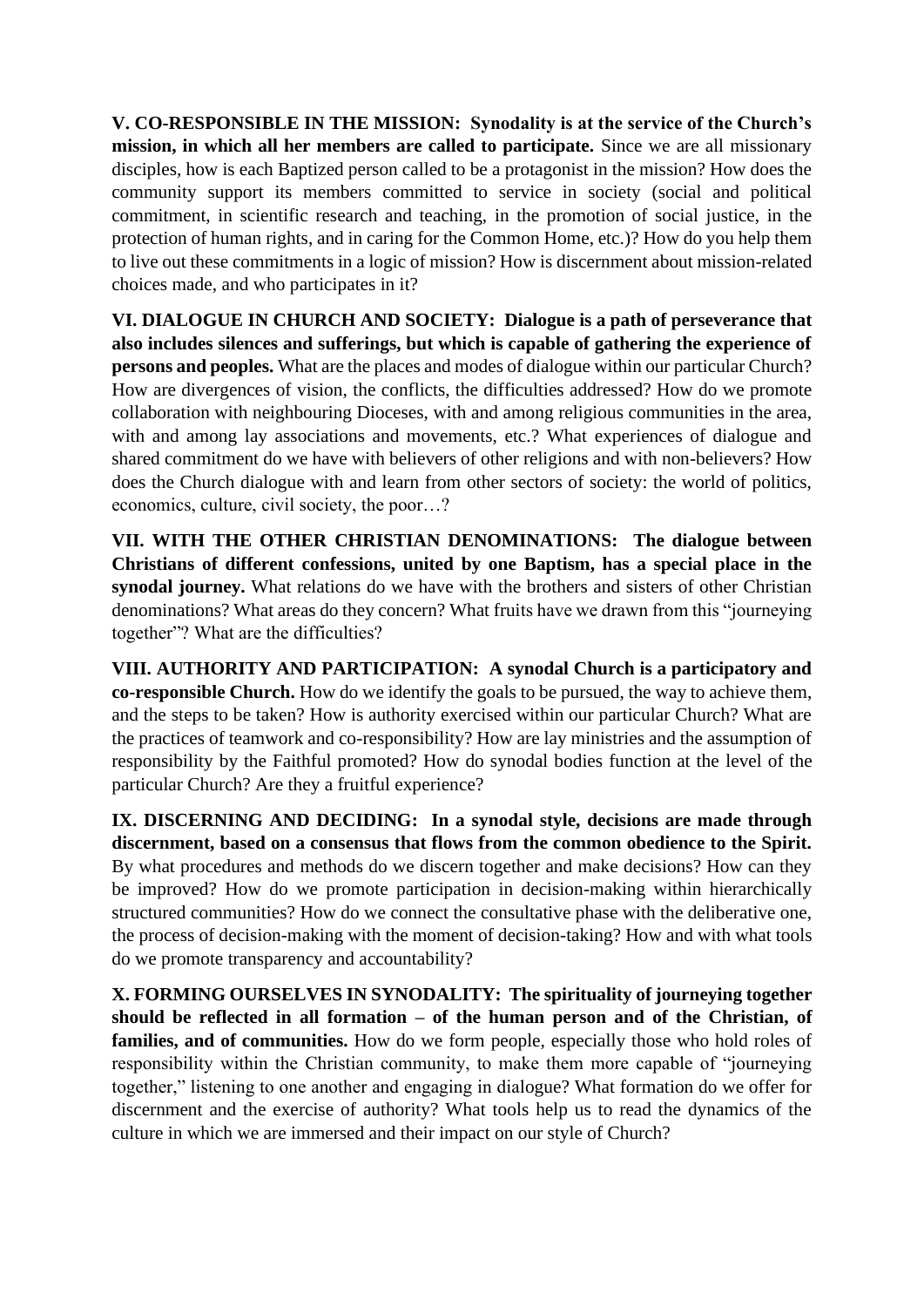**V. CO-RESPONSIBLE IN THE MISSION: Synodality is at the service of the Church's mission, in which all her members are called to participate.** Since we are all missionary disciples, how is each Baptized person called to be a protagonist in the mission? How does the community support its members committed to service in society (social and political commitment, in scientific research and teaching, in the promotion of social justice, in the protection of human rights, and in caring for the Common Home, etc.)? How do you help them to live out these commitments in a logic of mission? How is discernment about mission-related choices made, and who participates in it?

**VI. DIALOGUE IN CHURCH AND SOCIETY: Dialogue is a path of perseverance that also includes silences and sufferings, but which is capable of gathering the experience of persons and peoples.** What are the places and modes of dialogue within our particular Church? How are divergences of vision, the conflicts, the difficulties addressed? How do we promote collaboration with neighbouring Dioceses, with and among religious communities in the area, with and among lay associations and movements, etc.? What experiences of dialogue and shared commitment do we have with believers of other religions and with non-believers? How does the Church dialogue with and learn from other sectors of society: the world of politics, economics, culture, civil society, the poor…?

**VII. WITH THE OTHER CHRISTIAN DENOMINATIONS: The dialogue between Christians of different confessions, united by one Baptism, has a special place in the synodal journey.** What relations do we have with the brothers and sisters of other Christian denominations? What areas do they concern? What fruits have we drawn from this "journeying together"? What are the difficulties?

**VIII. AUTHORITY AND PARTICIPATION: A synodal Church is a participatory and co-responsible Church.** How do we identify the goals to be pursued, the way to achieve them, and the steps to be taken? How is authority exercised within our particular Church? What are the practices of teamwork and co-responsibility? How are lay ministries and the assumption of responsibility by the Faithful promoted? How do synodal bodies function at the level of the particular Church? Are they a fruitful experience?

**IX. DISCERNING AND DECIDING: In a synodal style, decisions are made through discernment, based on a consensus that flows from the common obedience to the Spirit.** By what procedures and methods do we discern together and make decisions? How can they be improved? How do we promote participation in decision-making within hierarchically structured communities? How do we connect the consultative phase with the deliberative one, the process of decision-making with the moment of decision-taking? How and with what tools do we promote transparency and accountability?

**X. FORMING OURSELVES IN SYNODALITY: The spirituality of journeying together should be reflected in all formation – of the human person and of the Christian, of families, and of communities.** How do we form people, especially those who hold roles of responsibility within the Christian community, to make them more capable of "journeying together," listening to one another and engaging in dialogue? What formation do we offer for discernment and the exercise of authority? What tools help us to read the dynamics of the culture in which we are immersed and their impact on our style of Church?